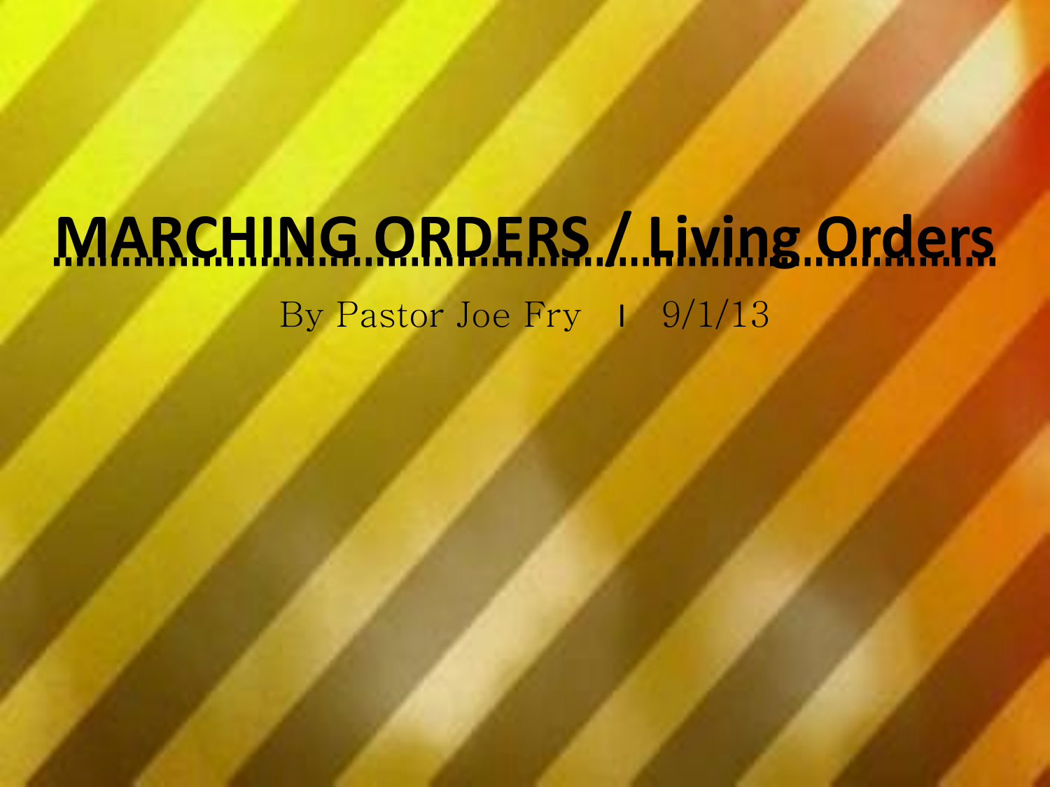# MARCHING ORDERS / Living Orders

By Pastor Joe Fry | 9/1/13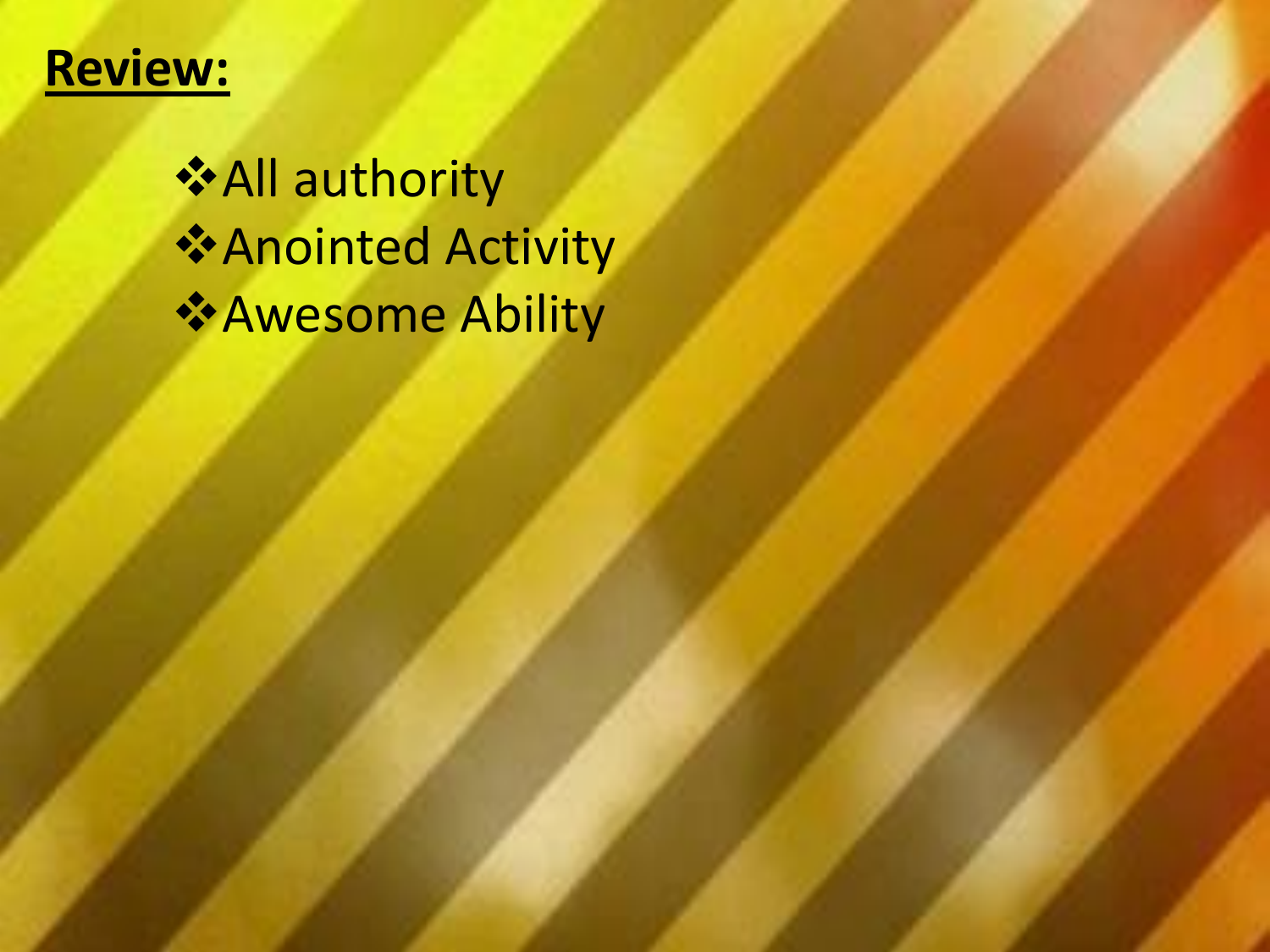**Review:**

- ❖All authority
- ❖Anointed Activity
- ❖Awesome Ability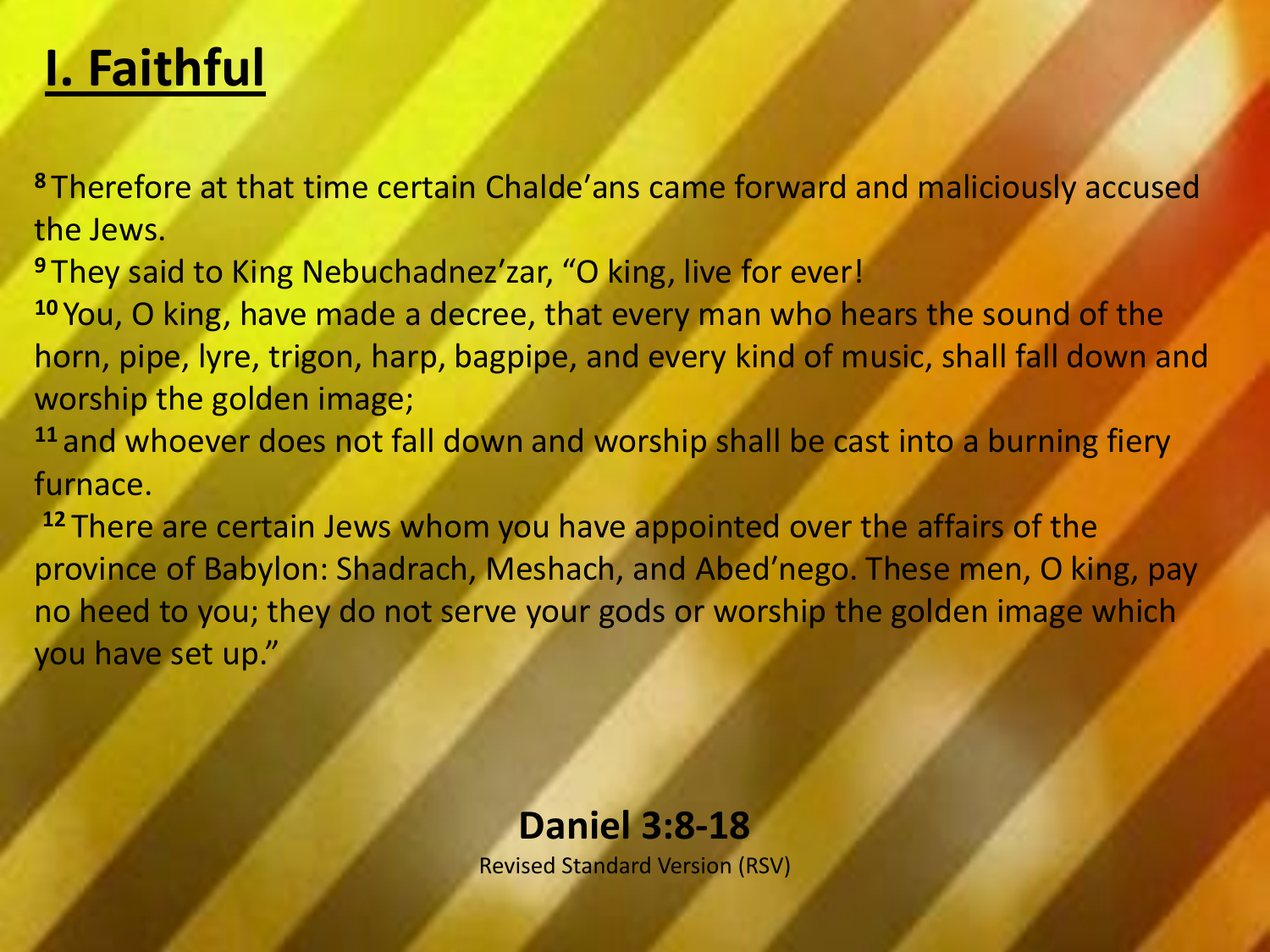# I. Faithful

[8] Therefore at that time certain Chalde'ans came forward and maliciously accused the Jews.

[9] They said to King Nebuchadnez'zar, "O king, live for ever!

[10] You, O king, have made a decree, that every man who hears the sound of the horn, pipe, lyre, trigon, harp, bagpipe, and every kind of music, shall fall down and worship the golden image;

[11] and whoever does not fall down and worship shall be cast into a burning fiery furnace.

[12] There are certain Jews whom you have appointed over the affairs of the province of Babylon: Shadrach, Meshach, and Abed'nego. These men, O king, pay no heed to you; they do not serve your gods or worship the golden image which you have set up."

**Daniel 3:8-18**

Revised Standard Version (RSV)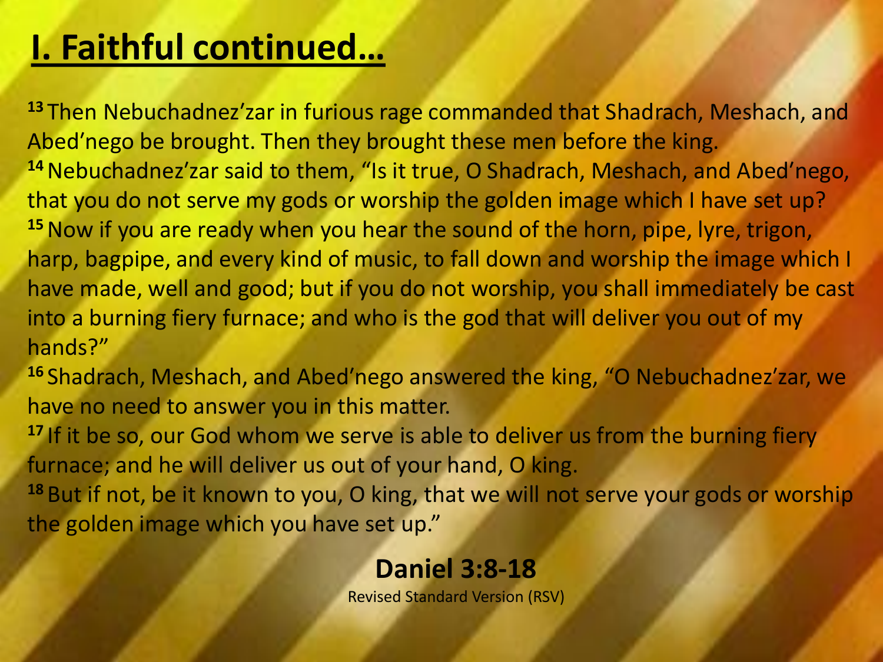# I. Faithful continued…

[13] Then Nebuchadnez'zar in furious rage commanded that Shadrach, Meshach, and Abed'nego be brought. Then they brought these men before the king.
[14] Nebuchadnez'zar said to them, "Is it true, O Shadrach, Meshach, and Abed'nego, that you do not serve my gods or worship the golden image which I have set up?
[15] Now if you are ready when you hear the sound of the horn, pipe, lyre, trigon, harp, bagpipe, and every kind of music, to fall down and worship the image which I have made, well and good; but if you do not worship, you shall immediately be cast into a burning fiery furnace; and who is the god that will deliver you out of my hands?"
[16] Shadrach, Meshach, and Abed'nego answered the king, "O Nebuchadnez'zar, we have no need to answer you in this matter.
[17] If it be so, our God whom we serve is able to deliver us from the burning fiery furnace; and he will deliver us out of your hand, O king.
[18] But if not, be it known to you, O king, that we will not serve your gods or worship the golden image which you have set up."

**Daniel 3:8-18**

Revised Standard Version (RSV)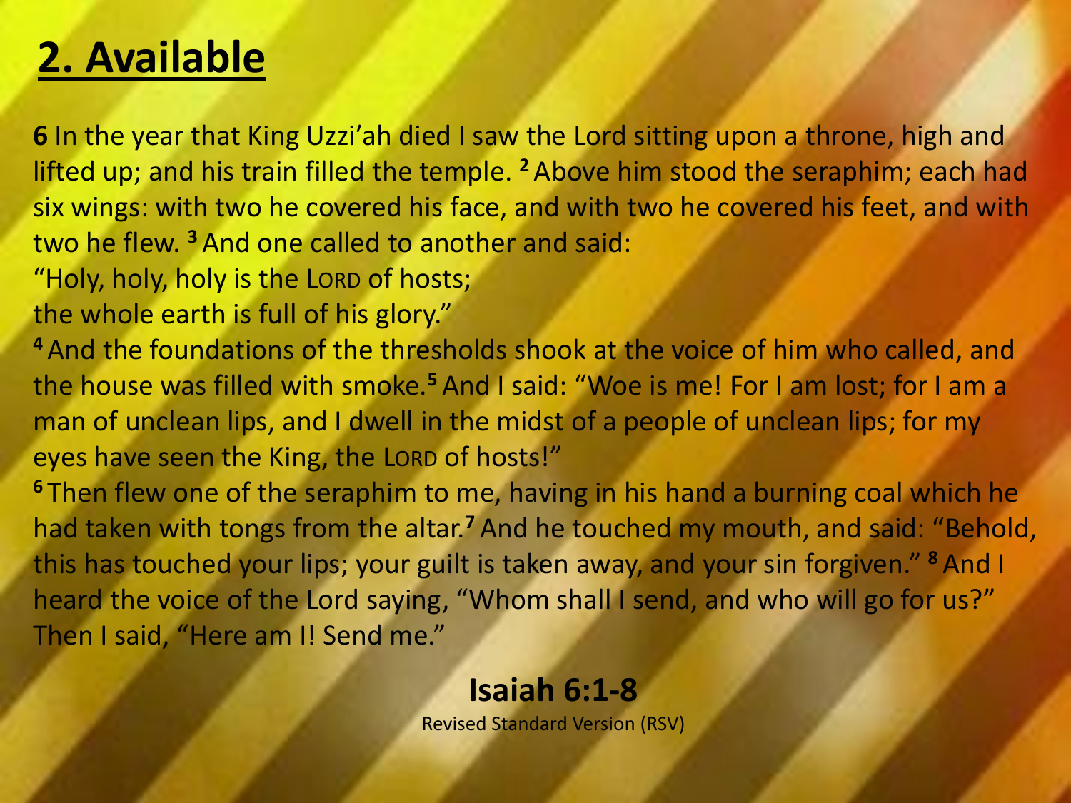## 2. Available

**6** In the year that King Uzzi'ah died I saw the Lord sitting upon a throne, high and lifted up; and his train filled the temple. **2** Above him stood the seraphim; each had six wings: with two he covered his face, and with two he covered his feet, and with two he flew. **3** And one called to another and said:

"Holy, holy, holy is the LORD of hosts;
the whole earth is full of his glory."

**4** And the foundations of the thresholds shook at the voice of him who called, and the house was filled with smoke. **5** And I said: "Woe is me! For I am lost; for I am a man of unclean lips, and I dwell in the midst of a people of unclean lips; for my eyes have seen the King, the LORD of hosts!"

**6** Then flew one of the seraphim to me, having in his hand a burning coal which he had taken with tongs from the altar. **7** And he touched my mouth, and said: "Behold, this has touched your lips; your guilt is taken away, and your sin forgiven." **8** And I heard the voice of the Lord saying, "Whom shall I send, and who will go for us?" Then I said, "Here am I! Send me."

**Isaiah 6:1-8**

Revised Standard Version (RSV)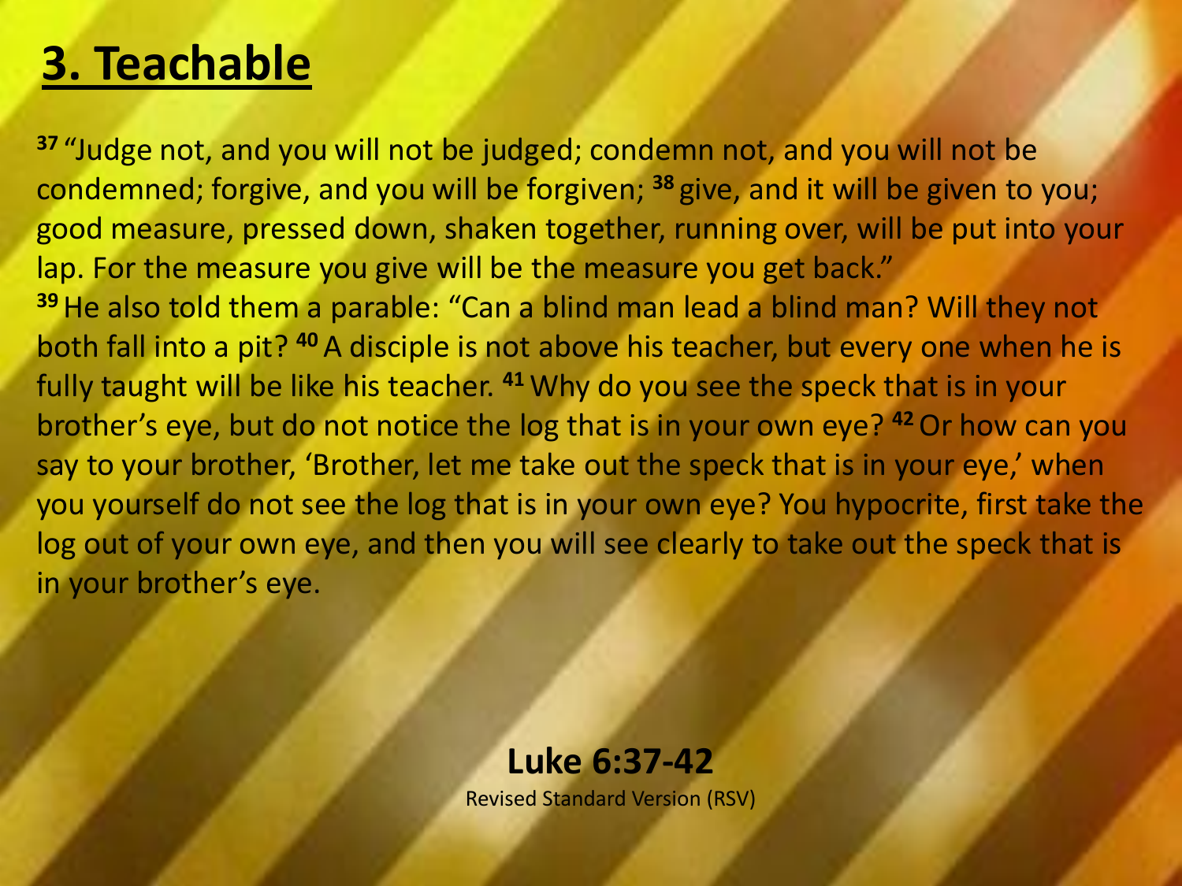# 3. Teachable

[37] "Judge not, and you will not be judged; condemn not, and you will not be condemned; forgive, and you will be forgiven; [38] give, and it will be given to you; good measure, pressed down, shaken together, running over, will be put into your lap. For the measure you give will be the measure you get back."
[39] He also told them a parable: "Can a blind man lead a blind man? Will they not both fall into a pit? [40] A disciple is not above his teacher, but every one when he is fully taught will be like his teacher. [41] Why do you see the speck that is in your brother's eye, but do not notice the log that is in your own eye? [42] Or how can you say to your brother, 'Brother, let me take out the speck that is in your eye,' when you yourself do not see the log that is in your own eye? You hypocrite, first take the log out of your own eye, and then you will see clearly to take out the speck that is in your brother's eye.

**Luke 6:37-42**
Revised Standard Version (RSV)